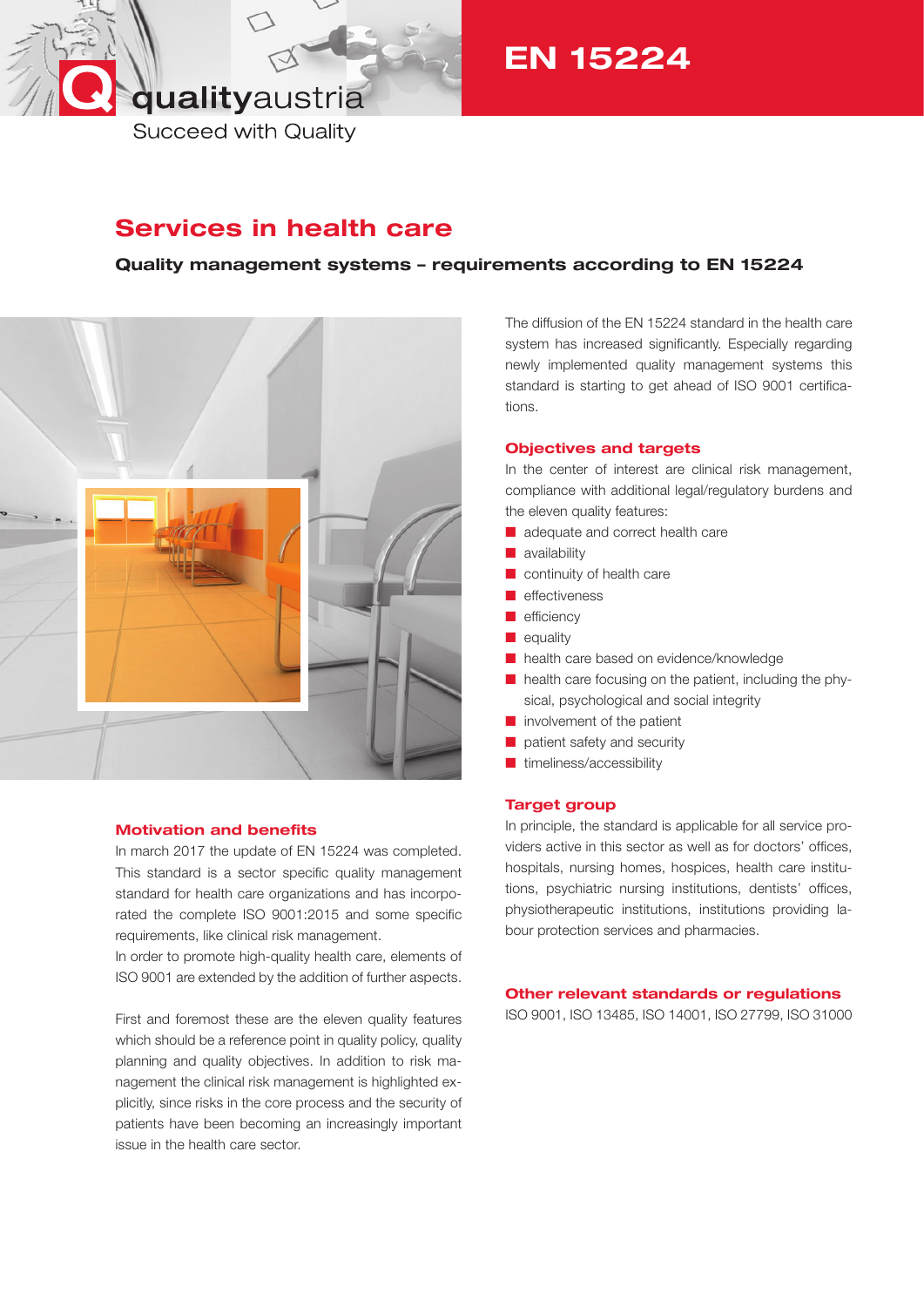qualityaustria

Succeed with Quality

# EN 15224

## Services in health care

**Quality management systems – requirements according to EN 15224**

The diffusion of the EN 15224 standard in the health care system has increased significantly. Especially regarding newly implemented quality management systems this standard is starting to get ahead of ISO 9001 certifications.

### Objectives and targets

In the center of interest are clinical risk management, compliance with additional legal/regulatory burdens and the eleven quality features:

- adequate and correct health care
- availability
- continuity of health care
- effectiveness
- efficiency
- equality
- health care based on evidence/knowledge
- health care focusing on the patient, including the physical, psychological and social integrity
- involvement of the patient
- patient safety and security
- timeliness/accessibility

### Motivation and benefits

In march 2017 the update of EN 15224 was completed. This standard is a sector specific quality management standard for health care organizations and has incorporated the complete ISO 9001:2015 and some specific requirements, like clinical risk management.

In order to promote high-quality health care, elements of ISO 9001 are extended by the addition of further aspects.

First and foremost these are the eleven quality features which should be a reference point in quality policy, quality planning and quality objectives. In addition to risk management the clinical risk management is highlighted explicitly, since risks in the core process and the security of patients have been becoming an increasingly important issue in the health care sector.

### Target group

In principle, the standard is applicable for all service providers active in this sector as well as for doctors' offices, hospitals, nursing homes, hospices, health care institutions, psychiatric nursing institutions, dentists' offices, physiotherapeutic institutions, institutions providing labour protection services and pharmacies.

### Other relevant standards or regulations

ISO 9001, ISO 13485, ISO 14001, ISO 27799, ISO 31000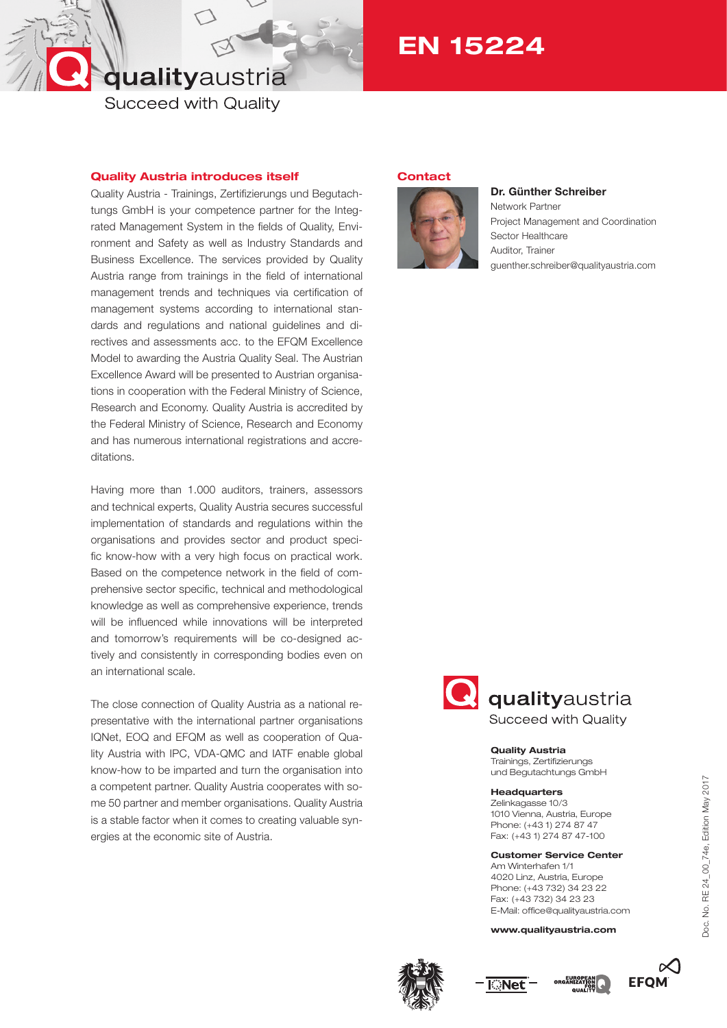qualityaustria
Succeed with Quality

# EN 15224

## Quality Austria introduces itself

Quality Austria - Trainings, Zertifizierungs und Begutachtungs GmbH is your competence partner for the Integrated Management System in the fields of Quality, Environment and Safety as well as Industry Standards and Business Excellence. The services provided by Quality Austria range from trainings in the field of international management trends and techniques via certification of management systems according to international standards and regulations and national guidelines and directives and assessments acc. to the EFQM Excellence Model to awarding the Austria Quality Seal. The Austrian Excellence Award will be presented to Austrian organisations in cooperation with the Federal Ministry of Science, Research and Economy. Quality Austria is accredited by the Federal Ministry of Science, Research and Economy and has numerous international registrations and accreditations.

Having more than 1.000 auditors, trainers, assessors and technical experts, Quality Austria secures successful implementation of standards and regulations within the organisations and provides sector and product specific know-how with a very high focus on practical work. Based on the competence network in the field of comprehensive sector specific, technical and methodological knowledge as well as comprehensive experience, trends will be influenced while innovations will be interpreted and tomorrow's requirements will be co-designed actively and consistently in corresponding bodies even on an international scale.

The close connection of Quality Austria as a national representative with the international partner organisations IQNet, EOQ and EFQM as well as cooperation of Quality Austria with IPC, VDA-QMC and IATF enable global know-how to be imparted and turn the organisation into a competent partner. Quality Austria cooperates with some 50 partner and member organisations. Quality Austria is a stable factor when it comes to creating valuable synergies at the economic site of Austria.

## Contact

**Dr. Günther Schreiber**
Network Partner
Project Management and Coordination
Sector Healthcare
Auditor, Trainer
guenther.schreiber@qualityaustria.com

qualityaustria
Succeed with Quality

**Quality Austria**
Trainings, Zertifizierungs
und Begutachtungs GmbH

**Headquarters**
Zelinkagasse 10/3
1010 Vienna, Austria, Europe
Phone: (+43 1) 274 87 47
Fax: (+43 1) 274 87 47-100

**Customer Service Center**
Am Winterhafen 1/1
4020 Linz, Austria, Europe
Phone: (+43 732) 34 23 22
Fax: (+43 732) 34 23 23
E-Mail: office@qualityaustria.com

**www.qualityaustria.com**

Doc. No. RE 24_00_74e, Edition May 2017